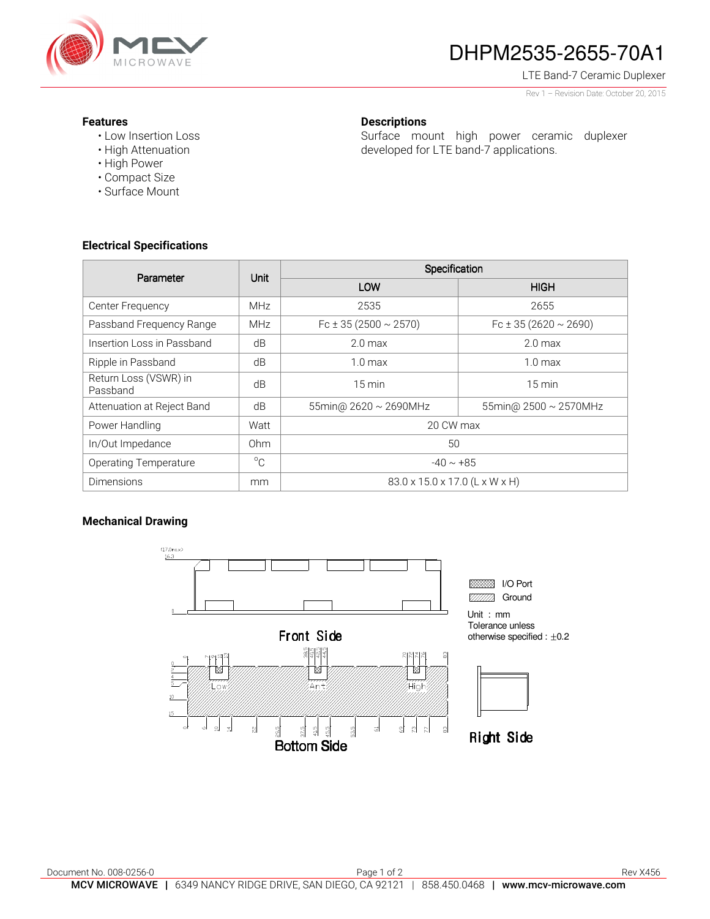# DHPM2535-2655-70A1

LTE Band-7 Ceramic Duplexer

Rev 1 – Revision Date: October 20, 2015

### Features

- Low Insertion Loss
- High Attenuation
- High Power
- Compact Size
- Surface Mount

### Descriptions

Surface mount high power ceramic duplexer developed for LTE band-7 applications.

### Electrical Specifications

| Parameter | Unit | Specification | |
|---|---|---|---|
| | | LOW | HIGH |
| Center Frequency | MHz | 2535 | 2655 |
| Passband Frequency Range | MHz | Fc ± 35 (2500 ~ 2570) | Fc ± 35 (2620 ~ 2690) |
| Insertion Loss in Passband | dB | 2.0 max | 2.0 max |
| Ripple in Passband | dB | 1.0 max | 1.0 max |
| Return Loss (VSWR) in Passband | dB | 15 min | 15 min |
| Attenuation at Reject Band | dB | 55min@ 2620 ~ 2690MHz | 55min@ 2500 ~ 2570MHz |
| Power Handling | Watt | 20 CW max | |
| In/Out Impedance | Ohm | 50 | |
| Operating Temperature | °C | -40 ~ +85 | |
| Dimensions | mm | 83.0 x 15.0 x 17.0 (L x W x H) | |

### Mechanical Drawing

Front Side

Bottom Side

Right Side

I/O Port

Ground

Unit : mm
Tolerance unless otherwise specified : ±0.2

Document No. 008-0256-0

Rev X456

**MCV MICROWAVE** | 6349 NANCY RIDGE DRIVE, SAN DIEGO, CA 92121 | 858.450.0468 | **www.mcv-microwave.com**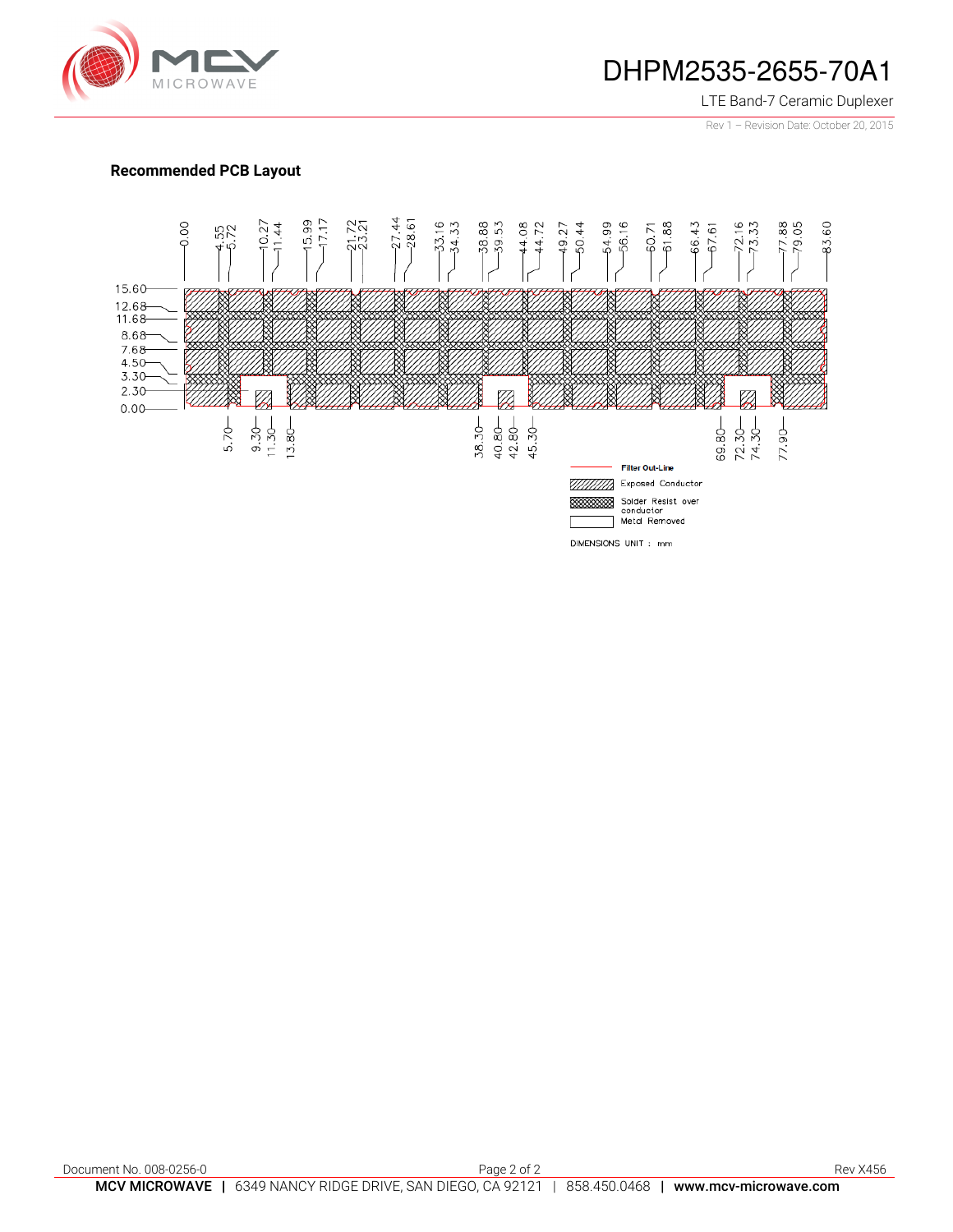# DHPM2535-2655-70A1

LTE Band-7 Ceramic Duplexer

Rev 1 – Revision Date: October 20, 2015

**Recommended PCB Layout**

0.00
4.55
5.72
10.27
11.44
15.99
17.17
21.72
23.21
27.44
28.61
33.16
34.33
38.88
39.53
44.08
44.72
49.27
50.44
54.99
56.16
60.71
61.88
66.43
67.61
72.16
73.33
77.88
79.05
83.60

15.60
12.68
11.68
8.68
7.68
4.50
3.30
2.30
0.00

5.70
9.30
11.30
13.80
38.30
40.80
42.80
45.30
69.80
72.30
74.30
77.90

Filter Out-Line
Exposed Conductor
Solder Resist over conductor
Metal Removed

DIMENSIONS UNIT : mm